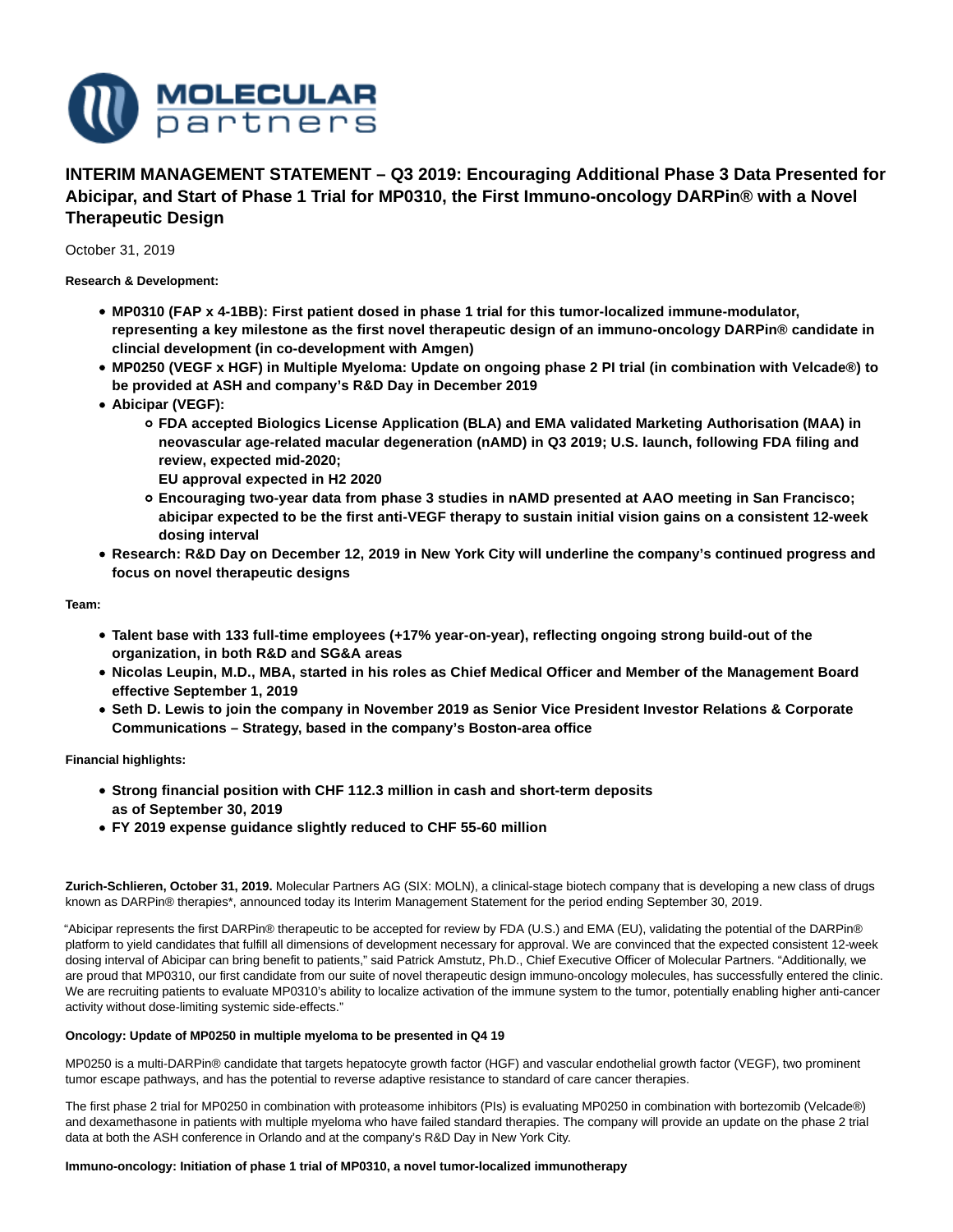# INTERIM MANAGEMENT STATEMENT – Q3 2019: Encouraging Additional Phase 3 Data Presented for Abicipar, and Start of Phase 1 Trial for MP0310, the First Immuno-oncology DARPin® with a Novel Therapeutic Design

October 31, 2019

**Research & Development:**

- **MP0310 (FAP x 4-1BB): First patient dosed in phase 1 trial for this tumor-localized immune-modulator, representing a key milestone as the first novel therapeutic design of an immuno-oncology DARPin® candidate in clincial development (in co-development with Amgen)**
- **MP0250 (VEGF x HGF) in Multiple Myeloma: Update on ongoing phase 2 PI trial (in combination with Velcade®) to be provided at ASH and company's R&D Day in December 2019**
- **Abicipar (VEGF):**
  - **FDA accepted Biologics License Application (BLA) and EMA validated Marketing Authorisation (MAA) in neovascular age-related macular degeneration (nAMD) in Q3 2019; U.S. launch, following FDA filing and review, expected mid-2020;
    EU approval expected in H2 2020**
  - **Encouraging two-year data from phase 3 studies in nAMD presented at AAO meeting in San Francisco; abicipar expected to be the first anti-VEGF therapy to sustain initial vision gains on a consistent 12-week dosing interval**
- **Research: R&D Day on December 12, 2019 in New York City will underline the company's continued progress and focus on novel therapeutic designs**

**Team:**

- **Talent base with 133 full-time employees (+17% year-on-year), reflecting ongoing strong build-out of the organization, in both R&D and SG&A areas**
- **Nicolas Leupin, M.D., MBA, started in his roles as Chief Medical Officer and Member of the Management Board effective September 1, 2019**
- **Seth D. Lewis to join the company in November 2019 as Senior Vice President Investor Relations & Corporate Communications – Strategy, based in the company's Boston-area office**

**Financial highlights:**

- **Strong financial position with CHF 112.3 million in cash and short-term deposits as of September 30, 2019**
- **FY 2019 expense guidance slightly reduced to CHF 55-60 million**

**Zurich-Schlieren, October 31, 2019.** Molecular Partners AG (SIX: MOLN), a clinical-stage biotech company that is developing a new class of drugs known as DARPin® therapies*, announced today its Interim Management Statement for the period ending September 30, 2019.

"Abicipar represents the first DARPin® therapeutic to be accepted for review by FDA (U.S.) and EMA (EU), validating the potential of the DARPin® platform to yield candidates that fulfill all dimensions of development necessary for approval. We are convinced that the expected consistent 12-week dosing interval of Abicipar can bring benefit to patients," said Patrick Amstutz, Ph.D., Chief Executive Officer of Molecular Partners. "Additionally, we are proud that MP0310, our first candidate from our suite of novel therapeutic design immuno-oncology molecules, has successfully entered the clinic. We are recruiting patients to evaluate MP0310's ability to localize activation of the immune system to the tumor, potentially enabling higher anti-cancer activity without dose-limiting systemic side-effects."

**Oncology: Update of MP0250 in multiple myeloma to be presented in Q4 19**

MP0250 is a multi-DARPin® candidate that targets hepatocyte growth factor (HGF) and vascular endothelial growth factor (VEGF), two prominent tumor escape pathways, and has the potential to reverse adaptive resistance to standard of care cancer therapies.

The first phase 2 trial for MP0250 in combination with proteasome inhibitors (PIs) is evaluating MP0250 in combination with bortezomib (Velcade®) and dexamethasone in patients with multiple myeloma who have failed standard therapies. The company will provide an update on the phase 2 trial data at both the ASH conference in Orlando and at the company's R&D Day in New York City.

**Immuno-oncology: Initiation of phase 1 trial of MP0310, a novel tumor-localized immunotherapy**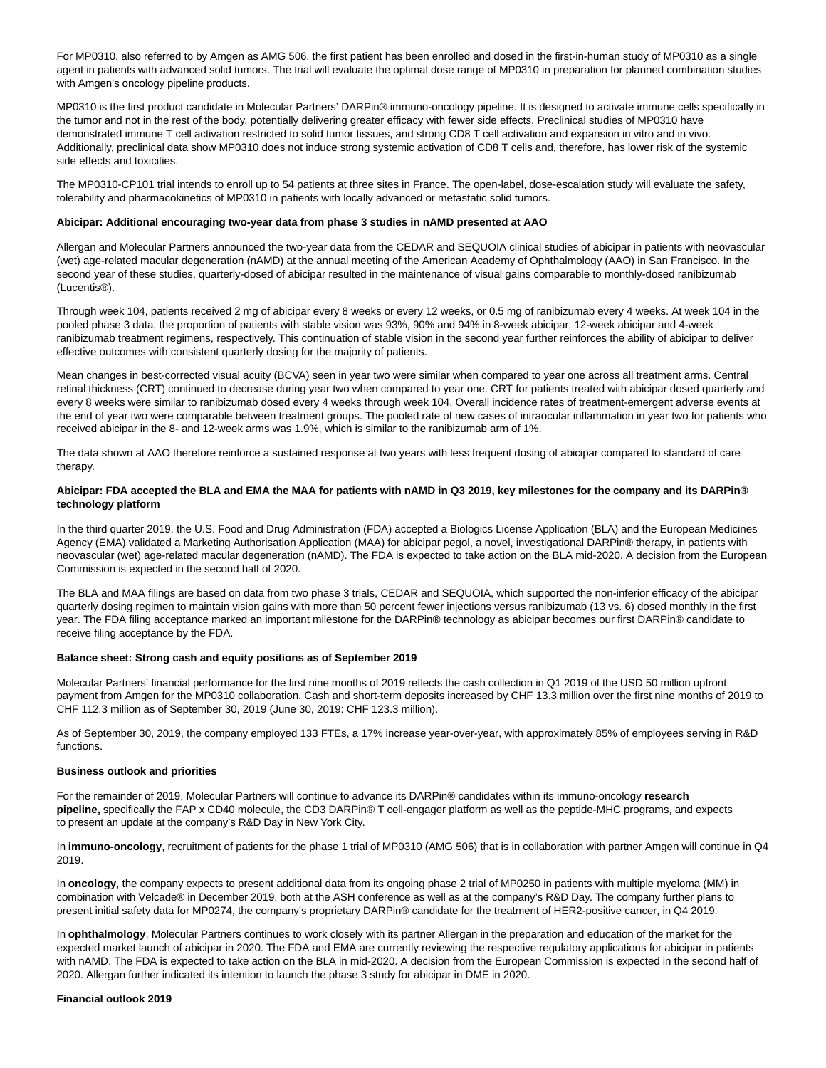For MP0310, also referred to by Amgen as AMG 506, the first patient has been enrolled and dosed in the first-in-human study of MP0310 as a single agent in patients with advanced solid tumors. The trial will evaluate the optimal dose range of MP0310 in preparation for planned combination studies with Amgen's oncology pipeline products.

MP0310 is the first product candidate in Molecular Partners' DARPin® immuno-oncology pipeline. It is designed to activate immune cells specifically in the tumor and not in the rest of the body, potentially delivering greater efficacy with fewer side effects. Preclinical studies of MP0310 have demonstrated immune T cell activation restricted to solid tumor tissues, and strong CD8 T cell activation and expansion in vitro and in vivo. Additionally, preclinical data show MP0310 does not induce strong systemic activation of CD8 T cells and, therefore, has lower risk of the systemic side effects and toxicities.

The MP0310-CP101 trial intends to enroll up to 54 patients at three sites in France. The open-label, dose-escalation study will evaluate the safety, tolerability and pharmacokinetics of MP0310 in patients with locally advanced or metastatic solid tumors.

**Abicipar: Additional encouraging two-year data from phase 3 studies in nAMD presented at AAO**

Allergan and Molecular Partners announced the two-year data from the CEDAR and SEQUOIA clinical studies of abicipar in patients with neovascular (wet) age-related macular degeneration (nAMD) at the annual meeting of the American Academy of Ophthalmology (AAO) in San Francisco. In the second year of these studies, quarterly-dosed of abicipar resulted in the maintenance of visual gains comparable to monthly-dosed ranibizumab (Lucentis®).

Through week 104, patients received 2 mg of abicipar every 8 weeks or every 12 weeks, or 0.5 mg of ranibizumab every 4 weeks. At week 104 in the pooled phase 3 data, the proportion of patients with stable vision was 93%, 90% and 94% in 8-week abicipar, 12-week abicipar and 4-week ranibizumab treatment regimens, respectively. This continuation of stable vision in the second year further reinforces the ability of abicipar to deliver effective outcomes with consistent quarterly dosing for the majority of patients.

Mean changes in best-corrected visual acuity (BCVA) seen in year two were similar when compared to year one across all treatment arms. Central retinal thickness (CRT) continued to decrease during year two when compared to year one. CRT for patients treated with abicipar dosed quarterly and every 8 weeks were similar to ranibizumab dosed every 4 weeks through week 104. Overall incidence rates of treatment-emergent adverse events at the end of year two were comparable between treatment groups. The pooled rate of new cases of intraocular inflammation in year two for patients who received abicipar in the 8- and 12-week arms was 1.9%, which is similar to the ranibizumab arm of 1%.

The data shown at AAO therefore reinforce a sustained response at two years with less frequent dosing of abicipar compared to standard of care therapy.

**Abicipar: FDA accepted the BLA and EMA the MAA for patients with nAMD in Q3 2019, key milestones for the company and its DARPin® technology platform**

In the third quarter 2019, the U.S. Food and Drug Administration (FDA) accepted a Biologics License Application (BLA) and the European Medicines Agency (EMA) validated a Marketing Authorisation Application (MAA) for abicipar pegol, a novel, investigational DARPin® therapy, in patients with neovascular (wet) age-related macular degeneration (nAMD). The FDA is expected to take action on the BLA mid-2020. A decision from the European Commission is expected in the second half of 2020.

The BLA and MAA filings are based on data from two phase 3 trials, CEDAR and SEQUOIA, which supported the non-inferior efficacy of the abicipar quarterly dosing regimen to maintain vision gains with more than 50 percent fewer injections versus ranibizumab (13 vs. 6) dosed monthly in the first year. The FDA filing acceptance marked an important milestone for the DARPin® technology as abicipar becomes our first DARPin® candidate to receive filing acceptance by the FDA.

**Balance sheet: Strong cash and equity positions as of September 2019**

Molecular Partners' financial performance for the first nine months of 2019 reflects the cash collection in Q1 2019 of the USD 50 million upfront payment from Amgen for the MP0310 collaboration. Cash and short-term deposits increased by CHF 13.3 million over the first nine months of 2019 to CHF 112.3 million as of September 30, 2019 (June 30, 2019: CHF 123.3 million).

As of September 30, 2019, the company employed 133 FTEs, a 17% increase year-over-year, with approximately 85% of employees serving in R&D functions.

**Business outlook and priorities**

For the remainder of 2019, Molecular Partners will continue to advance its DARPin® candidates within its immuno-oncology **research pipeline,** specifically the FAP x CD40 molecule, the CD3 DARPin® T cell-engager platform as well as the peptide-MHC programs, and expects to present an update at the company's R&D Day in New York City.

In **immuno-oncology**, recruitment of patients for the phase 1 trial of MP0310 (AMG 506) that is in collaboration with partner Amgen will continue in Q4 2019.

In **oncology**, the company expects to present additional data from its ongoing phase 2 trial of MP0250 in patients with multiple myeloma (MM) in combination with Velcade® in December 2019, both at the ASH conference as well as at the company's R&D Day. The company further plans to present initial safety data for MP0274, the company's proprietary DARPin® candidate for the treatment of HER2-positive cancer, in Q4 2019.

In **ophthalmology**, Molecular Partners continues to work closely with its partner Allergan in the preparation and education of the market for the expected market launch of abicipar in 2020. The FDA and EMA are currently reviewing the respective regulatory applications for abicipar in patients with nAMD. The FDA is expected to take action on the BLA in mid-2020. A decision from the European Commission is expected in the second half of 2020. Allergan further indicated its intention to launch the phase 3 study for abicipar in DME in 2020.

**Financial outlook 2019**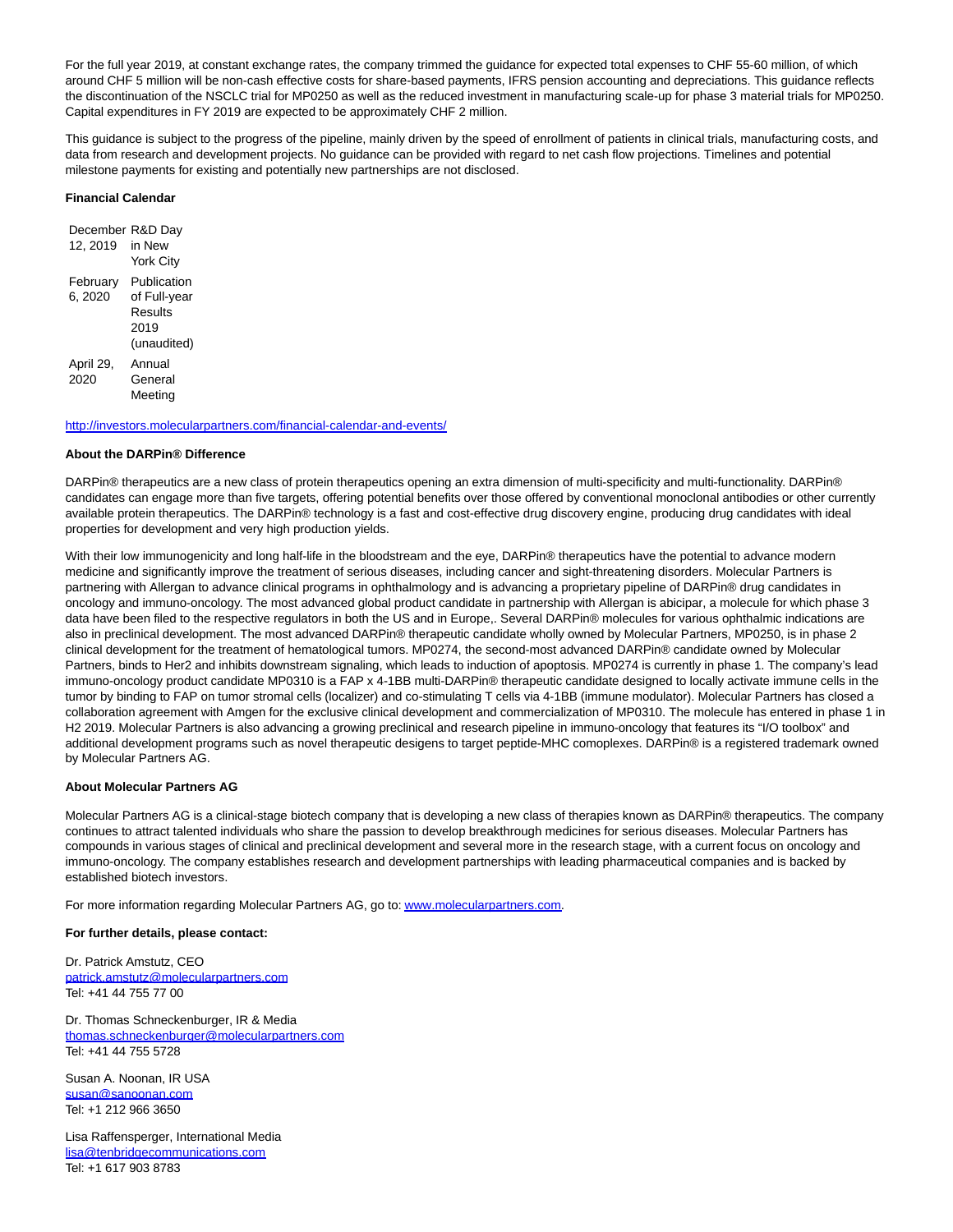For the full year 2019, at constant exchange rates, the company trimmed the guidance for expected total expenses to CHF 55-60 million, of which around CHF 5 million will be non-cash effective costs for share-based payments, IFRS pension accounting and depreciations. This guidance reflects the discontinuation of the NSCLC trial for MP0250 as well as the reduced investment in manufacturing scale-up for phase 3 material trials for MP0250. Capital expenditures in FY 2019 are expected to be approximately CHF 2 million.

This guidance is subject to the progress of the pipeline, mainly driven by the speed of enrollment of patients in clinical trials, manufacturing costs, and data from research and development projects. No guidance can be provided with regard to net cash flow projections. Timelines and potential milestone payments for existing and potentially new partnerships are not disclosed.

**Financial Calendar**

| | |
|---|---|
| December 12, 2019 | R&D Day in New York City |
| February 6, 2020 | Publication of Full-year Results 2019 (unaudited) |
| April 29, 2020 | Annual General Meeting |

http://investors.molecularpartners.com/financial-calendar-and-events/

**About the DARPin® Difference**

DARPin® therapeutics are a new class of protein therapeutics opening an extra dimension of multi-specificity and multi-functionality. DARPin® candidates can engage more than five targets, offering potential benefits over those offered by conventional monoclonal antibodies or other currently available protein therapeutics. The DARPin® technology is a fast and cost-effective drug discovery engine, producing drug candidates with ideal properties for development and very high production yields.

With their low immunogenicity and long half-life in the bloodstream and the eye, DARPin® therapeutics have the potential to advance modern medicine and significantly improve the treatment of serious diseases, including cancer and sight-threatening disorders. Molecular Partners is partnering with Allergan to advance clinical programs in ophthalmology and is advancing a proprietary pipeline of DARPin® drug candidates in oncology and immuno-oncology. The most advanced global product candidate in partnership with Allergan is abicipar, a molecule for which phase 3 data have been filed to the respective regulators in both the US and in Europe,. Several DARPin® molecules for various ophthalmic indications are also in preclinical development. The most advanced DARPin® therapeutic candidate wholly owned by Molecular Partners, MP0250, is in phase 2 clinical development for the treatment of hematological tumors. MP0274, the second-most advanced DARPin® candidate owned by Molecular Partners, binds to Her2 and inhibits downstream signaling, which leads to induction of apoptosis. MP0274 is currently in phase 1. The company's lead immuno-oncology product candidate MP0310 is a FAP x 4-1BB multi-DARPin® therapeutic candidate designed to locally activate immune cells in the tumor by binding to FAP on tumor stromal cells (localizer) and co-stimulating T cells via 4-1BB (immune modulator). Molecular Partners has closed a collaboration agreement with Amgen for the exclusive clinical development and commercialization of MP0310. The molecule has entered in phase 1 in H2 2019. Molecular Partners is also advancing a growing preclinical and research pipeline in immuno-oncology that features its "I/O toolbox" and additional development programs such as novel therapeutic desigens to target peptide-MHC comoplexes. DARPin® is a registered trademark owned by Molecular Partners AG.

**About Molecular Partners AG**

Molecular Partners AG is a clinical-stage biotech company that is developing a new class of therapies known as DARPin® therapeutics. The company continues to attract talented individuals who share the passion to develop breakthrough medicines for serious diseases. Molecular Partners has compounds in various stages of clinical and preclinical development and several more in the research stage, with a current focus on oncology and immuno-oncology. The company establishes research and development partnerships with leading pharmaceutical companies and is backed by established biotech investors.

For more information regarding Molecular Partners AG, go to: www.molecularpartners.com.

**For further details, please contact:**

Dr. Patrick Amstutz, CEO
patrick.amstutz@molecularpartners.com
Tel: +41 44 755 77 00

Dr. Thomas Schneckenburger, IR & Media
thomas.schneckenburger@molecularpartners.com
Tel: +41 44 755 5728

Susan A. Noonan, IR USA
susan@sanoonan.com
Tel: +1 212 966 3650

Lisa Raffensperger, International Media
lisa@tenbridgecommunications.com
Tel: +1 617 903 8783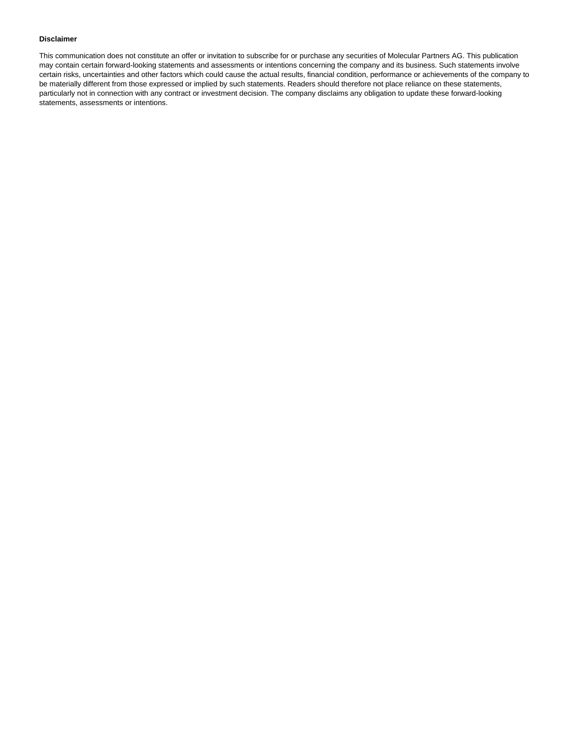**Disclaimer**

This communication does not constitute an offer or invitation to subscribe for or purchase any securities of Molecular Partners AG. This publication may contain certain forward-looking statements and assessments or intentions concerning the company and its business. Such statements involve certain risks, uncertainties and other factors which could cause the actual results, financial condition, performance or achievements of the company to be materially different from those expressed or implied by such statements. Readers should therefore not place reliance on these statements, particularly not in connection with any contract or investment decision. The company disclaims any obligation to update these forward-looking statements, assessments or intentions.